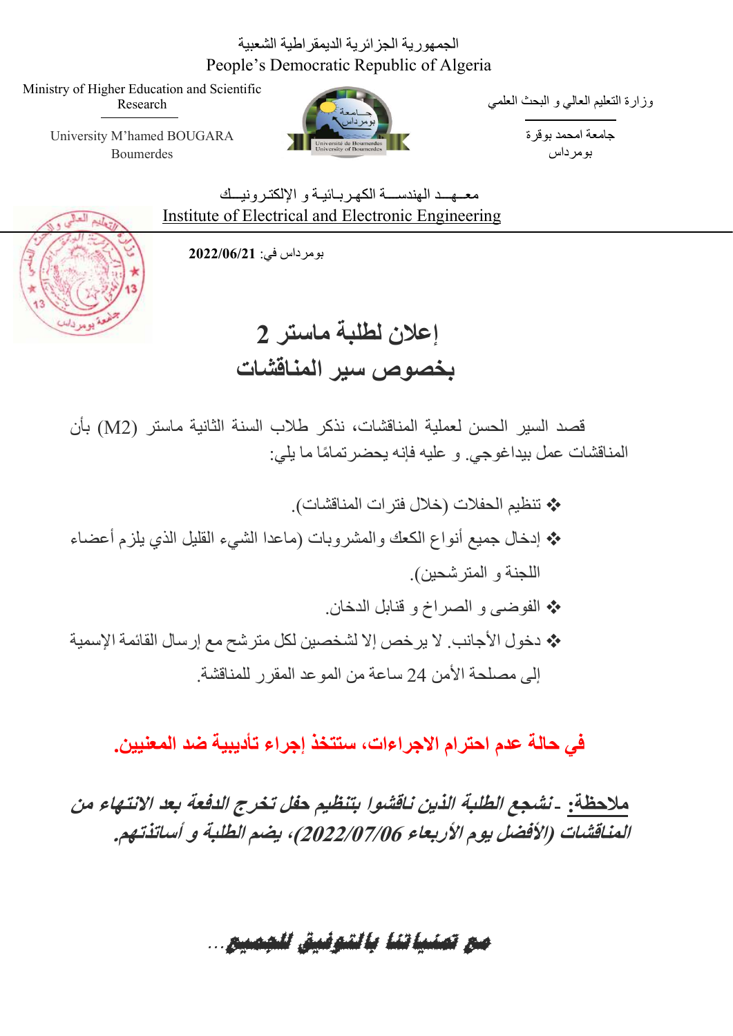الجمهورية الجزائرية الديمقراطية الشعبية

People's Democratic Republic of Algeria

Ministry of Higher Education and Scientific Research

University M'hamed BOUGARA Boumerdes

وزارة التعليم العالي و البحث العلمي

جامعة امحمد بوقرة بومرداس

معـهـد الهندســة الكهـربـائيـة و الإلكتـرونيـك

Institute of Electrical and Electronic Engineering

بومرداس في: **2022/06/21**

# إعلان لطلبة ماستر 2
# بخصوص سير المناقشات

قصد السير الحسن لعملية المناقشات، نذكر طلاب السنة الثانية ماستر (M2) بأن المناقشات عمل بيداغوجي. و عليه فإنه يحضرتمامًا ما يلي:

- ❖ تنظيم الحفلات (خلال فترات المناقشات).
- ❖ إدخال جميع أنواع الكعك والمشروبات (ماعدا الشيء القليل الذي يلزم أعضاء اللجنة و المترشحين).
- ❖ الفوضى و الصراخ و قنابل الدخان.
- ❖ دخول الأجانب. لا يرخص إلا لشخصين لكل مترشح مع إرسال القائمة الإسمية إلى مصلحة الأمن 24 ساعة من الموعد المقرر للمناقشة.

**في حالة عدم احترام الاجراءات، ستتخذ إجراء تأديبية ضد المعنيين.**

***ملاحظة:** ـ نشجع الطلبة الذين ناقشوا بتنظيم حفل تخرج الدفعة بعد الانتهاء من المناقشات (الأفضل يوم الأربعاء 2022/07/06)، يضم الطلبة و أساتذتهم.*

***مع تمنياتنا بالتوفيق للجميع...***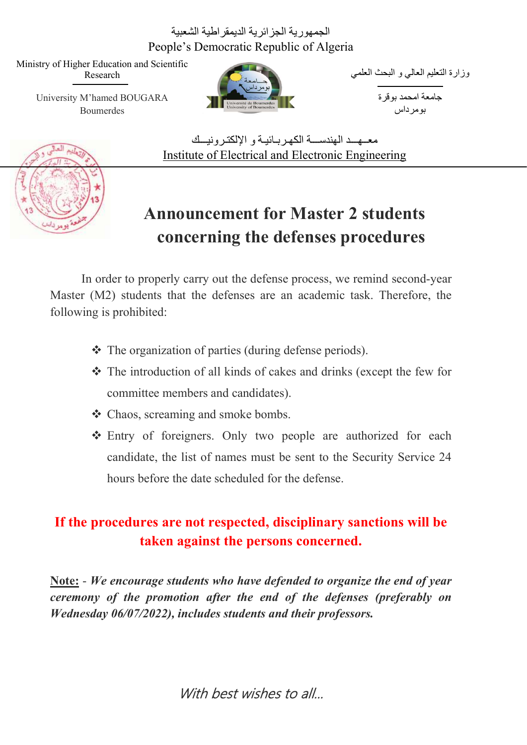الجمهورية الجزائرية الديمقراطية الشعبية

People's Democratic Republic of Algeria

Ministry of Higher Education and Scientific Research

وزارة التعليم العالي و البحث العلمي

University M'hamed BOUGARA Boumerdes

جامعة امحمد بوقرة بومرداس

معـهـد الهندســة الكهربـائيـة و الإلكتـرونيــك

Institute of Electrical and Electronic Engineering

# Announcement for Master 2 students concerning the defenses procedures

In order to properly carry out the defense process, we remind second-year Master (M2) students that the defenses are an academic task. Therefore, the following is prohibited:

- The organization of parties (during defense periods).
- The introduction of all kinds of cakes and drinks (except the few for committee members and candidates).
- Chaos, screaming and smoke bombs.
- Entry of foreigners. Only two people are authorized for each candidate, the list of names must be sent to the Security Service 24 hours before the date scheduled for the defense.

**If the procedures are not respected, disciplinary sanctions will be taken against the persons concerned.**

**Note:** - ***We encourage students who have defended to organize the end of year ceremony of the promotion after the end of the defenses (preferably on Wednesday 06/07/2022), includes students and their professors.***

*With best wishes to all...*